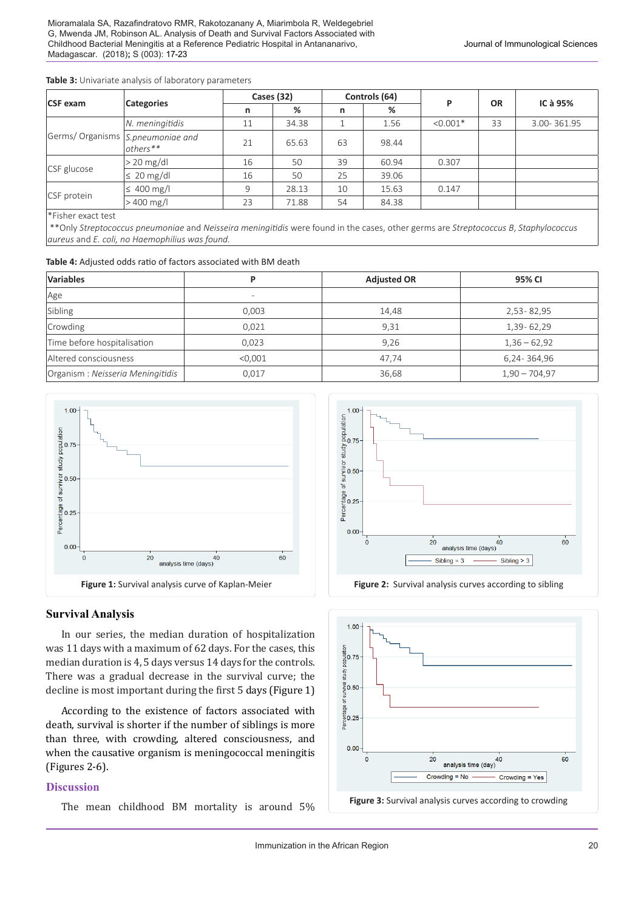**Table 3:** Univariate analysis of laboratory parameters

| CSF exam | Categories | Cases (32) | | Controls (64) | | P | OR | IC à 95% |
|---|---|---|---|---|---|---|---|---|
| | | n | % | n | % | | | |
| Germs/ Organisms | *N. meningitidis* | 11 | 34.38 | 1 | 1.56 | <0.001* | 33 | 3.00- 361.95 |
| | *S.pneumoniae and others*** | 21 | 65.63 | 63 | 98.44 | | | |
| CSF glucose | > 20 mg/dl | 16 | 50 | 39 | 60.94 | 0.307 | | |
| | ≤ 20 mg/dl | 16 | 50 | 25 | 39.06 | | | |
| CSF protein | ≤ 400 mg/l | 9 | 28.13 | 10 | 15.63 | 0.147 | | |
| | > 400 mg/l | 23 | 71.88 | 54 | 84.38 | | | |

*Fisher exact test

**Only *Streptococcus pneumoniae* and *Neisseira meningitidis* were found in the cases, other germs are *Streptococcus B*, *Staphylococcus aureus* and *E. coli, no Haemophilius was found.*

**Table 4:** Adjusted odds ratio of factors associated with BM death

| Variables | P | Adjusted OR | 95% CI |
|---|---|---|---|
| Age | - | | |
| Sibling | 0,003 | 14,48 | 2,53- 82,95 |
| Crowding | 0,021 | 9,31 | 1,39- 62,29 |
| Time before hospitalisation | 0,023 | 9,26 | 1,36 – 62,92 |
| Altered consciousness | <0,001 | 47,74 | 6,24- 364,96 |
| Organism : *Neisseria Meningitidis* | 0,017 | 36,68 | 1,90 – 704,97 |

**Figure 1:** Survival analysis curve of Kaplan-Meier

**Figure 2:** Survival analysis curves according to sibling

**Figure 3:** Survival analysis curves according to crowding

## Survival Analysis

In our series, the median duration of hospitalization was 11 days with a maximum of 62 days. For the cases, this median duration is 4, 5 days versus 14 days for the controls. There was a gradual decrease in the survival curve; the decline is most important during the first 5 days (Figure 1)

According to the existence of factors associated with death, survival is shorter if the number of siblings is more than three, with crowding, altered consciousness, and when the causative organism is meningococcal meningitis (Figures 2-6).

## Discussion

The mean childhood BM mortality is around 5%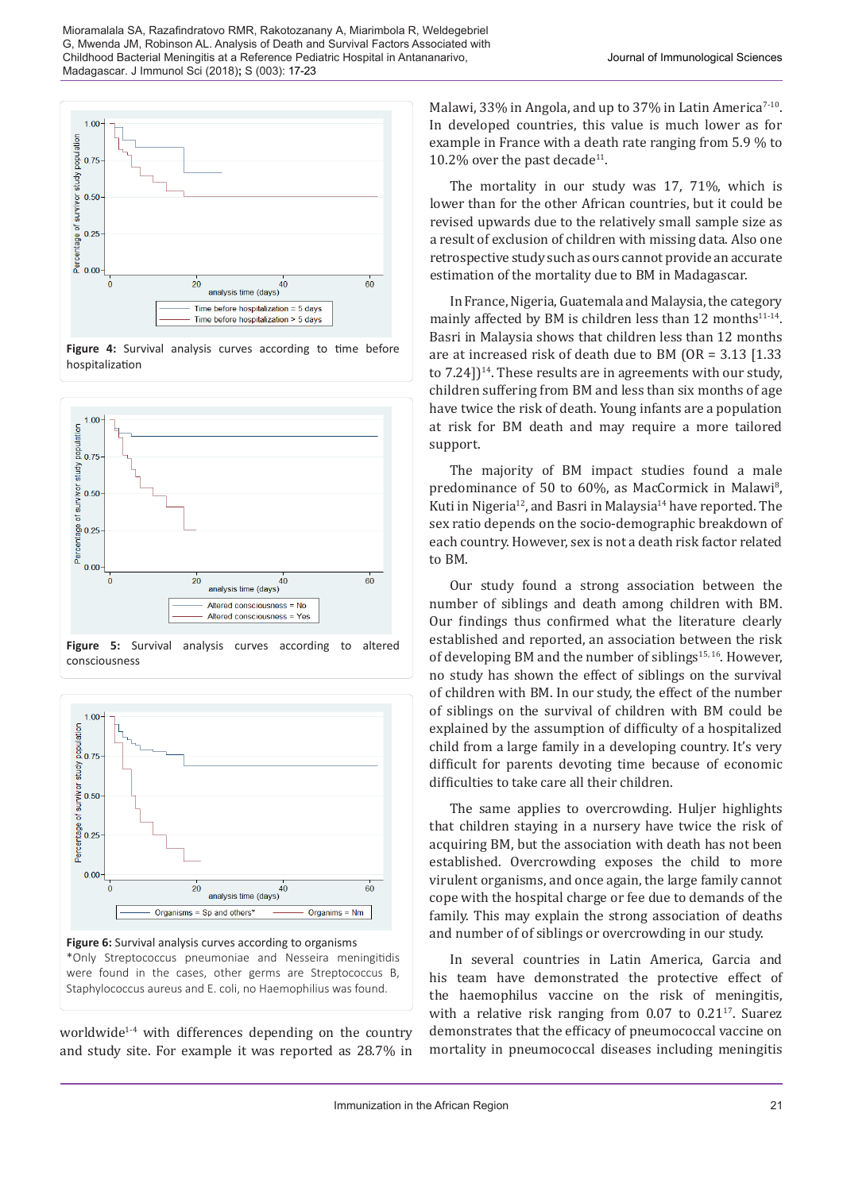Figure 4: Survival analysis curves according to time before hospitalization

Figure 5: Survival analysis curves according to altered consciousness

Figure 6: Survival analysis curves according to organisms

*Only Streptococcus pneumoniae and Nesseira meningitidis were found in the cases, other germs are Streptococcus B, Staphylococcus aureus and E. coli, no Haemophilius was found.

worldwide[1-4] with differences depending on the country and study site. For example it was reported as 28.7% in Malawi, 33% in Angola, and up to 37% in Latin America[7-10]. In developed countries, this value is much lower as for example in France with a death rate ranging from 5.9 % to 10.2% over the past decade[11].

The mortality in our study was 17, 71%, which is lower than for the other African countries, but it could be revised upwards due to the relatively small sample size as a result of exclusion of children with missing data. Also one retrospective study such as ours cannot provide an accurate estimation of the mortality due to BM in Madagascar.

In France, Nigeria, Guatemala and Malaysia, the category mainly affected by BM is children less than 12 months[11-14]. Basri in Malaysia shows that children less than 12 months are at increased risk of death due to BM (OR = 3.13 [1.33 to 7.24])[14]. These results are in agreements with our study, children suffering from BM and less than six months of age have twice the risk of death. Young infants are a population at risk for BM death and may require a more tailored support.

The majority of BM impact studies found a male predominance of 50 to 60%, as MacCormick in Malawi[8], Kuti in Nigeria[12], and Basri in Malaysia[14] have reported. The sex ratio depends on the socio-demographic breakdown of each country. However, sex is not a death risk factor related to BM.

Our study found a strong association between the number of siblings and death among children with BM. Our findings thus confirmed what the literature clearly established and reported, an association between the risk of developing BM and the number of siblings[15,16]. However, no study has shown the effect of siblings on the survival of children with BM. In our study, the effect of the number of siblings on the survival of children with BM could be explained by the assumption of difficulty of a hospitalized child from a large family in a developing country. It's very difficult for parents devoting time because of economic difficulties to take care all their children.

The same applies to overcrowding. Huljer highlights that children staying in a nursery have twice the risk of acquiring BM, but the association with death has not been established. Overcrowding exposes the child to more virulent organisms, and once again, the large family cannot cope with the hospital charge or fee due to demands of the family. This may explain the strong association of deaths and number of of siblings or overcrowding in our study.

In several countries in Latin America, Garcia and his team have demonstrated the protective effect of the haemophilus vaccine on the risk of meningitis, with a relative risk ranging from 0.07 to 0.21[17]. Suarez demonstrates that the efficacy of pneumococcal vaccine on mortality in pneumococcal diseases including meningitis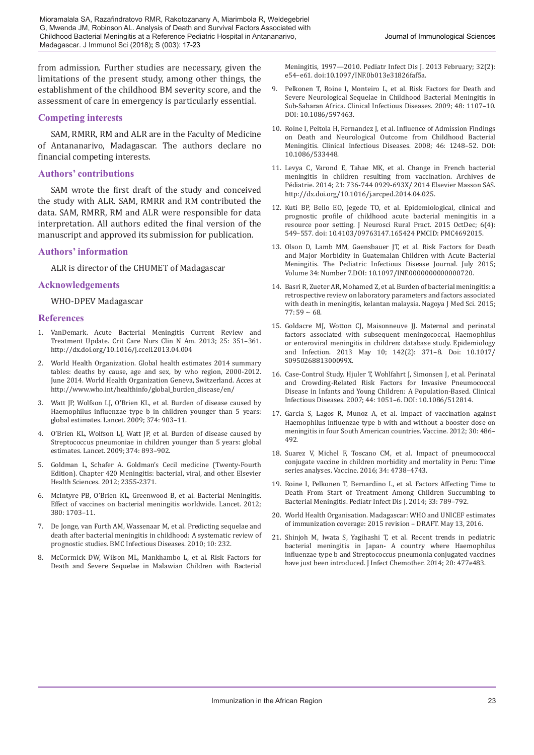from admission. Further studies are necessary, given the limitations of the present study, among other things, the establishment of the childhood BM severity score, and the assessment of care in emergency is particularly essential.

## Competing interests

SAM, RMRR, RM and ALR are in the Faculty of Medicine of Antananarivo, Madagascar. The authors declare no financial competing interests.

## Authors' contributions

SAM wrote the first draft of the study and conceived the study with ALR. SAM, RMRR and RM contributed the data. SAM, RMRR, RM and ALR were responsible for data interpretation. All authors edited the final version of the manuscript and approved its submission for publication.

## Authors' information

ALR is director of the CHUMET of Madagascar

## Acknowledgements

WHO-DPEV Madagascar

## References

1. VanDemark. Acute Bacterial Meningitis Current Review and Treatment Update. Crit Care Nurs Clin N Am. 2013; 25: 351–361. http://dx.doi.org/10.1016/j.ccell.2013.04.004
2. World Health Organization. Global health estimates 2014 summary tables: deaths by cause, age and sex, by who region, 2000-2012. June 2014. World Health Organization Geneva, Switzerland. Acces at http://www.who.int/healthinfo/global_burden_disease/en/
3. Watt JP, Wolfson LJ, O'Brien KL, et al. Burden of disease caused by Haemophilus influenzae type b in children younger than 5 years: global estimates. Lancet. 2009; 374: 903–11.
4. O'Brien KL, Wolfson LJ, Watt JP, et al. Burden of disease caused by Streptococcus pneumoniae in children younger than 5 years: global estimates. Lancet. 2009; 374: 893–902.
5. Goldman L, Schafer A. Goldman's Cecil medicine (Twenty-Fourth Edition). Chapter 420 Meningitis: bacterial, viral, and other. Elsevier Health Sciences. 2012; 2355-2371.
6. McIntyre PB, O'Brien KL, Greenwood B, et al. Bacterial Meningitis. Effect of vaccines on bacterial meningitis worldwide. Lancet. 2012; 380: 1703–11.
7. De Jonge, van Furth AM, Wassenaar M, et al. Predicting sequelae and death after bacterial meningitis in childhood: A systematic review of prognostic studies. BMC Infectious Diseases. 2010; 10: 232.
8. McCormick DW, Wilson ML, Mankhambo L, et al. Risk Factors for Death and Severe Sequelae in Malawian Children with Bacterial Meningitis, 1997—2010. Pediatr Infect Dis J. 2013 February; 32(2): e54–e61. doi:10.1097/INF.0b013e31826faf5a.
9. Pelkonen T, Roine I, Monteiro L, et al. Risk Factors for Death and Severe Neurological Sequelae in Childhood Bacterial Meningitis in Sub-Saharan Africa. Clinical Infectious Diseases. 2009; 48: 1107–10. DOI: 10.1086/597463.
10. Roine I, Peltola H, Fernandez J, et al. Influence of Admission Findings on Death and Neurological Outcome from Childhood Bacterial Meningitis. Clinical Infectious Diseases. 2008; 46: 1248–52. DOI: 10.1086/533448.
11. Levya C, Varond E, Tahae MK, et al. Change in French bacterial meningitis in children resulting from vaccination. Archives de Pédiatrie. 2014; 21: 736-744 0929-693X/ 2014 Elsevier Masson SAS. http://dx.doi.org/10.1016/j.arcped.2014.04.025.
12. Kuti BP, Bello EO, Jegede TO, et al. Epidemiological, clinical and prognostic profile of childhood acute bacterial meningitis in a resource poor setting. J Neurosci Rural Pract. 2015 OctDec; 6(4): 549–557. doi: 10.4103/09763147.165424 PMCID: PMC4692015.
13. Olson D, Lamb MM, Gaensbauer JT, et al. Risk Factors for Death and Major Morbidity in Guatemalan Children with Acute Bacterial Meningitis. The Pediatric Infectious Disease Journal. July 2015; Volume 34: Number 7.DOI: 10.1097/INF.0000000000000720.
14. Basri R, Zueter AR, Mohamed Z, et al. Burden of bacterial meningitis: a retrospective review on laboratory parameters and factors associated with death in meningitis, kelantan malaysia. Nagoya J Med Sci. 2015; 77: 59 ~ 68.
15. Goldacre MJ, Wotton CJ, Maisonneuve JJ. Maternal and perinatal factors associated with subsequent meningococcal, Haemophilus or enteroviral meningitis in children: database study. Epidemiology and Infection. 2013 May 10; 142(2): 371–8. Doi: 10.1017/S095026881300099X.
16. Case-Control Study. Hjuler T, Wohlfahrt J, Simonsen J, et al. Perinatal and Crowding-Related Risk Factors for Invasive Pneumococcal Disease in Infants and Young Children: A Population-Based. Clinical Infectious Diseases. 2007; 44: 1051–6. DOI: 10.1086/512814.
17. Garcia S, Lagos R, Munoz A, et al. Impact of vaccination against Haemophilus influenzae type b with and without a booster dose on meningitis in four South American countries. Vaccine. 2012; 30: 486–492.
18. Suarez V, Michel F, Toscano CM, et al. Impact of pneumococcal conjugate vaccine in children morbidity and mortality in Peru: Time series analyses. Vaccine. 2016; 34: 4738–4743.
19. Roine I, Pelkonen T, Bernardino L, et al. Factors Affecting Time to Death From Start of Treatment Among Children Succumbing to Bacterial Meningitis. Pediatr Infect Dis J. 2014; 33: 789–792.
20. World Health Organisation. Madagascar: WHO and UNICEF estimates of immunization coverage: 2015 revision – DRAFT. May 13, 2016.
21. Shinjoh M, Iwata S, Yagihashi T, et al. Recent trends in pediatric bacterial meningitis in Japan- A country where Haemophilus influenzae type b and Streptococcus pneumonia conjugated vaccines have just been introduced. J Infect Chemother. 2014; 20: 477e483.